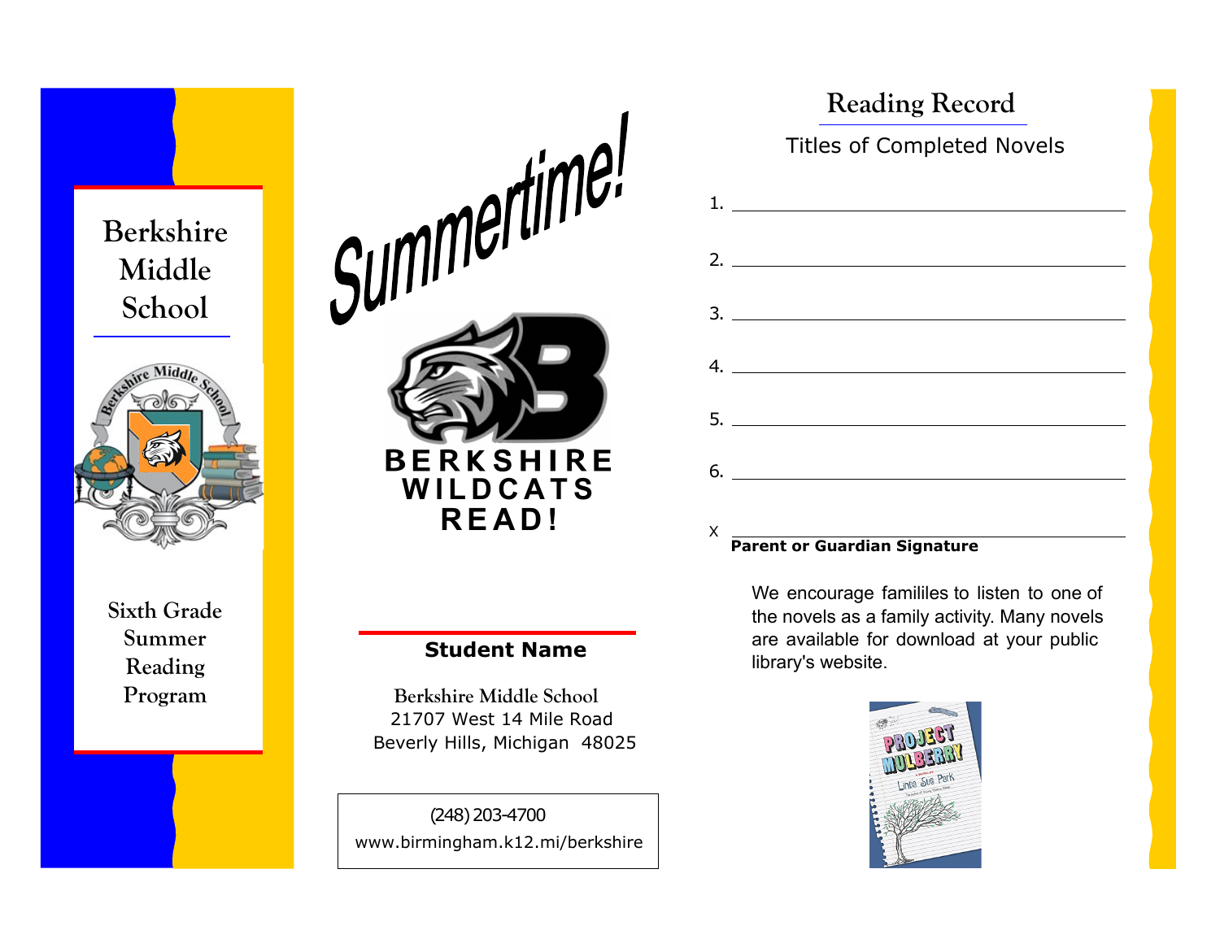# Berkshire Middle School

Sixth Grade Summer Reading Program

# Summertime!

**BERKSHIRE WILDCATS READ!**

**Student Name**

Berkshire Middle School
21707 West 14 Mile Road
Beverly Hills, Michigan 48025

(248) 203-4700
www.birmingham.k12.mi/berkshire

## Reading Record

Titles of Completed Novels

1. \_\_\_\_\_\_\_\_\_\_\_\_\_\_\_\_\_\_\_\_\_\_\_\_\_\_\_\_\_\_
2. \_\_\_\_\_\_\_\_\_\_\_\_\_\_\_\_\_\_\_\_\_\_\_\_\_\_\_\_\_\_
3. \_\_\_\_\_\_\_\_\_\_\_\_\_\_\_\_\_\_\_\_\_\_\_\_\_\_\_\_\_\_
4. \_\_\_\_\_\_\_\_\_\_\_\_\_\_\_\_\_\_\_\_\_\_\_\_\_\_\_\_\_\_
5. \_\_\_\_\_\_\_\_\_\_\_\_\_\_\_\_\_\_\_\_\_\_\_\_\_\_\_\_\_\_
6. \_\_\_\_\_\_\_\_\_\_\_\_\_\_\_\_\_\_\_\_\_\_\_\_\_\_\_\_\_\_

X \_\_\_\_\_\_\_\_\_\_\_\_\_\_\_\_\_\_\_\_\_\_\_\_\_\_\_\_\_\_
**Parent or Guardian Signature**

We encourage famililes to listen to one of the novels as a family activity. Many novels are available for download at your public library's website.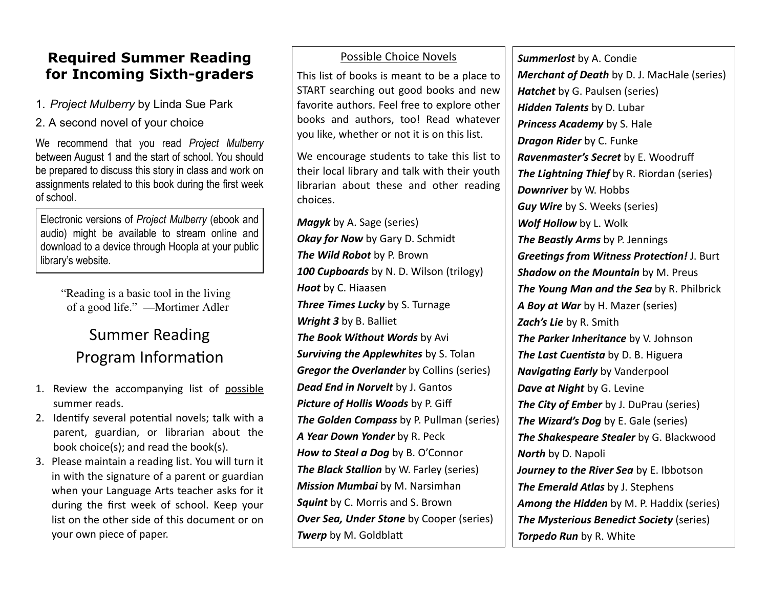## Required Summer Reading for Incoming Sixth-graders

1. *Project Mulberry* by Linda Sue Park
2. A second novel of your choice

We recommend that you read *Project Mulberry* between August 1 and the start of school. You should be prepared to discuss this story in class and work on assignments related to this book during the first week of school.

> Electronic versions of *Project Mulberry* (ebook and audio) might be available to stream online and download to a device through Hoopla at your public library's website.

"Reading is a basic tool in the living of a good life." —Mortimer Adler

## Summer Reading Program Information

1. Review the accompanying list of <u>possible</u> summer reads.
2. Identify several potential novels; talk with a parent, guardian, or librarian about the book choice(s); and read the book(s).
3. Please maintain a reading list. You will turn it in with the signature of a parent or guardian when your Language Arts teacher asks for it during the first week of school. Keep your list on the other side of this document or on your own piece of paper.

### <u>Possible Choice Novels</u>

This list of books is meant to be a place to START searching out good books and new favorite authors. Feel free to explore other books and authors, too! Read whatever you like, whether or not it is on this list.

We encourage students to take this list to their local library and talk with their youth librarian about these and other reading choices.

***Magyk*** by A. Sage (series)
***Okay for Now*** by Gary D. Schmidt
***The Wild Robot*** by P. Brown
***100 Cupboards*** by N. D. Wilson (trilogy)
***Hoot*** by C. Hiaasen
***Three Times Lucky*** by S. Turnage
***Wright 3*** by B. Balliet
***The Book Without Words*** by Avi
***Surviving the Applewhites*** by S. Tolan
***Gregor the Overlander*** by Collins (series)
***Dead End in Norvelt*** by J. Gantos
***Picture of Hollis Woods*** by P. Giff
***The Golden Compass*** by P. Pullman (series)
***A Year Down Yonder*** by R. Peck
***How to Steal a Dog*** by B. O'Connor
***The Black Stallion*** by W. Farley (series)
***Mission Mumbai*** by M. Narsimhan
***Squint*** by C. Morris and S. Brown
***Over Sea, Under Stone*** by Cooper (series)
***Twerp*** by M. Goldblatt
***Summerlost*** by A. Condie
***Merchant of Death*** by D. J. MacHale (series)
***Hatchet*** by G. Paulsen (series)
***Hidden Talents*** by D. Lubar
***Princess Academy*** by S. Hale
***Dragon Rider*** by C. Funke
***Ravenmaster's Secret*** by E. Woodruff
***The Lightning Thief*** by R. Riordan (series)
***Downriver*** by W. Hobbs
***Guy Wire*** by S. Weeks (series)
***Wolf Hollow*** by L. Wolk
***The Beastly Arms*** by P. Jennings
***Greetings from Witness Protection!*** J. Burt
***Shadow on the Mountain*** by M. Preus
***The Young Man and the Sea*** by R. Philbrick
***A Boy at War*** by H. Mazer (series)
***Zach's Lie*** by R. Smith
***The Parker Inheritance*** by V. Johnson
***The Last Cuentista*** by D. B. Higuera
***Navigating Early*** by Vanderpool
***Dave at Night*** by G. Levine
***The City of Ember*** by J. DuPrau (series)
***The Wizard's Dog*** by E. Gale (series)
***The Shakespeare Stealer*** by G. Blackwood
***North*** by D. Napoli
***Journey to the River Sea*** by E. Ibbotson
***The Emerald Atlas*** by J. Stephens
***Among the Hidden*** by M. P. Haddix (series)
***The Mysterious Benedict Society*** (series)
***Torpedo Run*** by R. White